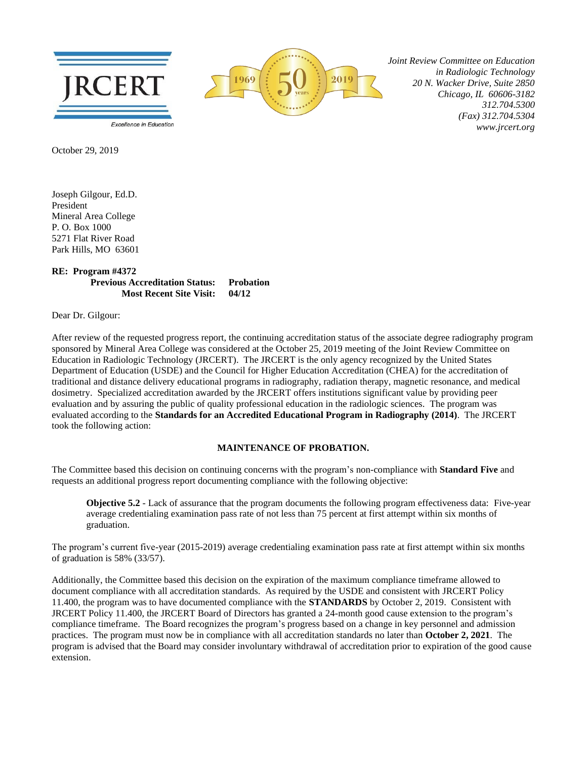JRCERT
Excellence in Education

1969 50 years 2019

*Joint Review Committee on Education in Radiologic Technology*
*20 N. Wacker Drive, Suite 2850*
*Chicago, IL 60606-3182*
*312.704.5300*
*(Fax) 312.704.5304*
*www.jrcert.org*

October 29, 2019

Joseph Gilgour, Ed.D.
President
Mineral Area College
P. O. Box 1000
5271 Flat River Road
Park Hills, MO 63601

**RE: Program #4372**
**Previous Accreditation Status: Probation**
**Most Recent Site Visit: 04/12**

Dear Dr. Gilgour:

After review of the requested progress report, the continuing accreditation status of the associate degree radiography program sponsored by Mineral Area College was considered at the October 25, 2019 meeting of the Joint Review Committee on Education in Radiologic Technology (JRCERT). The JRCERT is the only agency recognized by the United States Department of Education (USDE) and the Council for Higher Education Accreditation (CHEA) for the accreditation of traditional and distance delivery educational programs in radiography, radiation therapy, magnetic resonance, and medical dosimetry. Specialized accreditation awarded by the JRCERT offers institutions significant value by providing peer evaluation and by assuring the public of quality professional education in the radiologic sciences. The program was evaluated according to the **Standards for an Accredited Educational Program in Radiography (2014)**. The JRCERT took the following action:

**MAINTENANCE OF PROBATION.**

The Committee based this decision on continuing concerns with the program's non-compliance with **Standard Five** and requests an additional progress report documenting compliance with the following objective:

> **Objective 5.2** - Lack of assurance that the program documents the following program effectiveness data: Five-year average credentialing examination pass rate of not less than 75 percent at first attempt within six months of graduation.

The program's current five-year (2015-2019) average credentialing examination pass rate at first attempt within six months of graduation is 58% (33/57).

Additionally, the Committee based this decision on the expiration of the maximum compliance timeframe allowed to document compliance with all accreditation standards. As required by the USDE and consistent with JRCERT Policy 11.400, the program was to have documented compliance with the **STANDARDS** by October 2, 2019. Consistent with JRCERT Policy 11.400, the JRCERT Board of Directors has granted a 24-month good cause extension to the program's compliance timeframe. The Board recognizes the program's progress based on a change in key personnel and admission practices. The program must now be in compliance with all accreditation standards no later than **October 2, 2021**. The program is advised that the Board may consider involuntary withdrawal of accreditation prior to expiration of the good cause extension.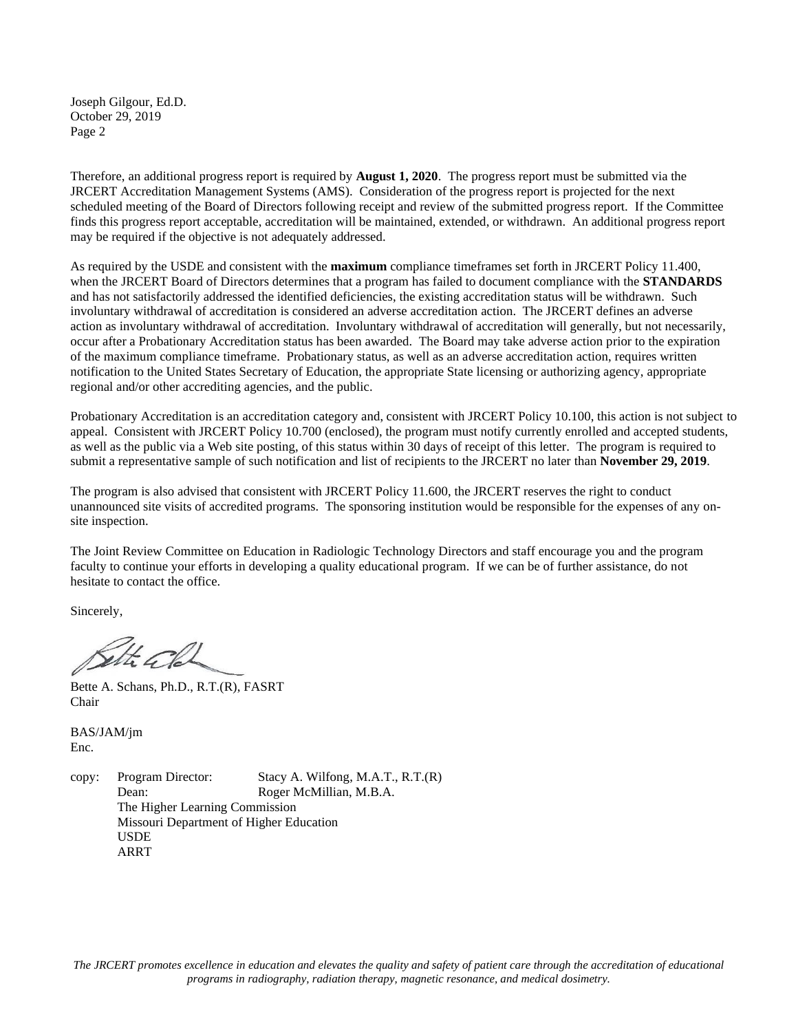Joseph Gilgour, Ed.D.
October 29, 2019
Page 2

Therefore, an additional progress report is required by **August 1, 2020**. The progress report must be submitted via the JRCERT Accreditation Management Systems (AMS). Consideration of the progress report is projected for the next scheduled meeting of the Board of Directors following receipt and review of the submitted progress report. If the Committee finds this progress report acceptable, accreditation will be maintained, extended, or withdrawn. An additional progress report may be required if the objective is not adequately addressed.

As required by the USDE and consistent with the **maximum** compliance timeframes set forth in JRCERT Policy 11.400, when the JRCERT Board of Directors determines that a program has failed to document compliance with the **STANDARDS** and has not satisfactorily addressed the identified deficiencies, the existing accreditation status will be withdrawn. Such involuntary withdrawal of accreditation is considered an adverse accreditation action. The JRCERT defines an adverse action as involuntary withdrawal of accreditation. Involuntary withdrawal of accreditation will generally, but not necessarily, occur after a Probationary Accreditation status has been awarded. The Board may take adverse action prior to the expiration of the maximum compliance timeframe. Probationary status, as well as an adverse accreditation action, requires written notification to the United States Secretary of Education, the appropriate State licensing or authorizing agency, appropriate regional and/or other accrediting agencies, and the public.

Probationary Accreditation is an accreditation category and, consistent with JRCERT Policy 10.100, this action is not subject to appeal. Consistent with JRCERT Policy 10.700 (enclosed), the program must notify currently enrolled and accepted students, as well as the public via a Web site posting, of this status within 30 days of receipt of this letter. The program is required to submit a representative sample of such notification and list of recipients to the JRCERT no later than **November 29, 2019**.

The program is also advised that consistent with JRCERT Policy 11.600, the JRCERT reserves the right to conduct unannounced site visits of accredited programs. The sponsoring institution would be responsible for the expenses of any on-site inspection.

The Joint Review Committee on Education in Radiologic Technology Directors and staff encourage you and the program faculty to continue your efforts in developing a quality educational program. If we can be of further assistance, do not hesitate to contact the office.

Sincerely,

Bette A. Schans, Ph.D., R.T.(R), FASRT
Chair

BAS/JAM/jm
Enc.

copy: Program Director: Stacy A. Wilfong, M.A.T., R.T.(R)
Dean: Roger McMillian, M.B.A.
The Higher Learning Commission
Missouri Department of Higher Education
USDE
ARRT

*The JRCERT promotes excellence in education and elevates the quality and safety of patient care through the accreditation of educational programs in radiography, radiation therapy, magnetic resonance, and medical dosimetry.*